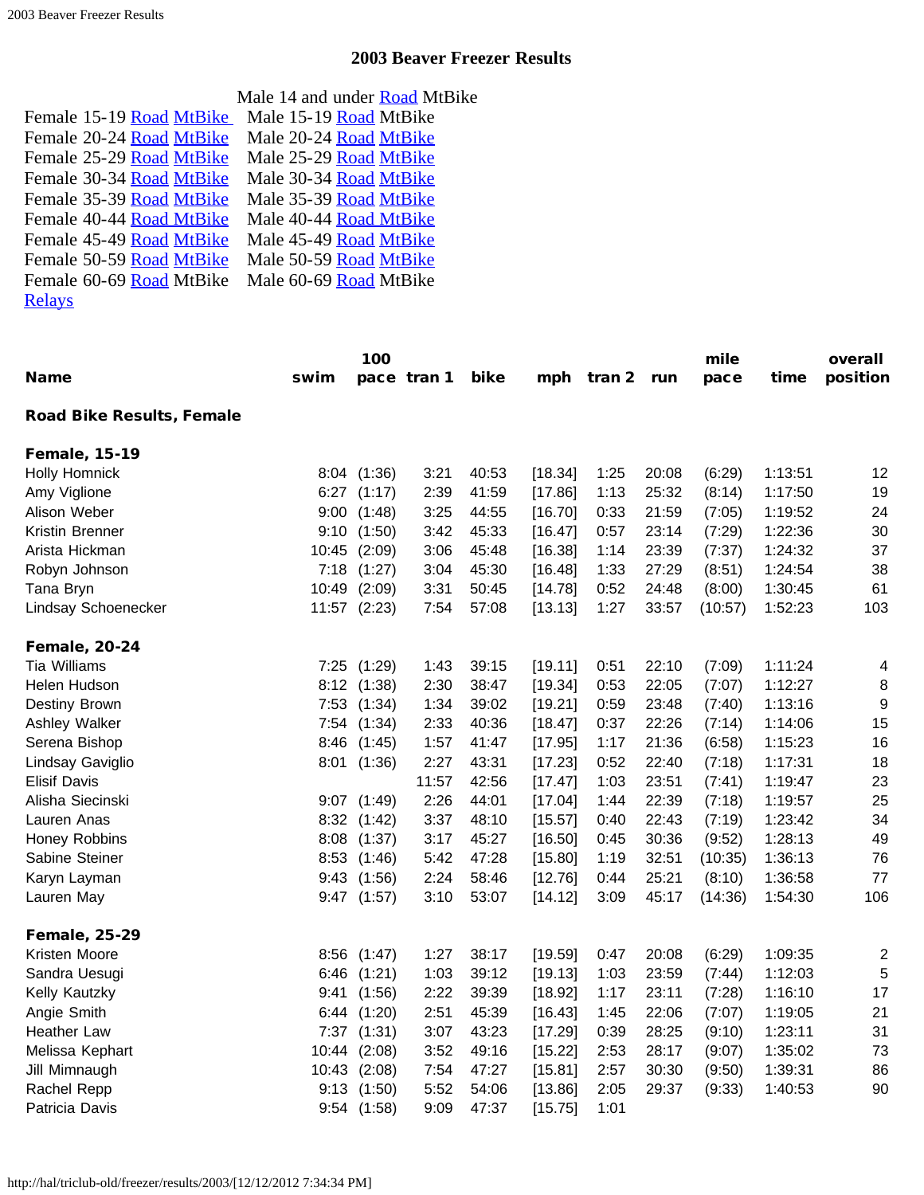# 2003 Beaver Freezer Results

| | |
|---|---|
| | Male 14 and under Road MtBike |
| Female 15-19 Road MtBike | Male 15-19 Road MtBike |
| Female 20-24 Road MtBike | Male 20-24 Road MtBike |
| Female 25-29 Road MtBike | Male 25-29 Road MtBike |
| Female 30-34 Road MtBike | Male 30-34 Road MtBike |
| Female 35-39 Road MtBike | Male 35-39 Road MtBike |
| Female 40-44 Road MtBike | Male 40-44 Road MtBike |
| Female 45-49 Road MtBike | Male 45-49 Road MtBike |
| Female 50-59 Road MtBike | Male 50-59 Road MtBike |
| Female 60-69 Road MtBike | Male 60-69 Road MtBike |

Relays

| Name | swim | 100 pace | tran 1 | bike | mph | tran 2 | run | mile pace | time | overall position |
|---|---|---|---|---|---|---|---|---|---|---|
| **Road Bike Results, Female** | | | | | | | | | | |
| **Female, 15-19** | | | | | | | | | | |
| Holly Homnick | 8:04 | (1:36) | 3:21 | 40:53 | [18.34] | 1:25 | 20:08 | (6:29) | 1:13:51 | 12 |
| Amy Viglione | 6:27 | (1:17) | 2:39 | 41:59 | [17.86] | 1:13 | 25:32 | (8:14) | 1:17:50 | 19 |
| Alison Weber | 9:00 | (1:48) | 3:25 | 44:55 | [16.70] | 0:33 | 21:59 | (7:05) | 1:19:52 | 24 |
| Kristin Brenner | 9:10 | (1:50) | 3:42 | 45:33 | [16.47] | 0:57 | 23:14 | (7:29) | 1:22:36 | 30 |
| Arista Hickman | 10:45 | (2:09) | 3:06 | 45:48 | [16.38] | 1:14 | 23:39 | (7:37) | 1:24:32 | 37 |
| Robyn Johnson | 7:18 | (1:27) | 3:04 | 45:30 | [16.48] | 1:33 | 27:29 | (8:51) | 1:24:54 | 38 |
| Tana Bryn | 10:49 | (2:09) | 3:31 | 50:45 | [14.78] | 0:52 | 24:48 | (8:00) | 1:30:45 | 61 |
| Lindsay Schoenecker | 11:57 | (2:23) | 7:54 | 57:08 | [13.13] | 1:27 | 33:57 | (10:57) | 1:52:23 | 103 |
| **Female, 20-24** | | | | | | | | | | |
| Tia Williams | 7:25 | (1:29) | 1:43 | 39:15 | [19.11] | 0:51 | 22:10 | (7:09) | 1:11:24 | 4 |
| Helen Hudson | 8:12 | (1:38) | 2:30 | 38:47 | [19.34] | 0:53 | 22:05 | (7:07) | 1:12:27 | 8 |
| Destiny Brown | 7:53 | (1:34) | 1:34 | 39:02 | [19.21] | 0:59 | 23:48 | (7:40) | 1:13:16 | 9 |
| Ashley Walker | 7:54 | (1:34) | 2:33 | 40:36 | [18.47] | 0:37 | 22:26 | (7:14) | 1:14:06 | 15 |
| Serena Bishop | 8:46 | (1:45) | 1:57 | 41:47 | [17.95] | 1:17 | 21:36 | (6:58) | 1:15:23 | 16 |
| Lindsay Gaviglio | 8:01 | (1:36) | 2:27 | 43:31 | [17.23] | 0:52 | 22:40 | (7:18) | 1:17:31 | 18 |
| Elisif Davis | | | 11:57 | 42:56 | [17.47] | 1:03 | 23:51 | (7:41) | 1:19:47 | 23 |
| Alisha Siecinski | 9:07 | (1:49) | 2:26 | 44:01 | [17.04] | 1:44 | 22:39 | (7:18) | 1:19:57 | 25 |
| Lauren Anas | 8:32 | (1:42) | 3:37 | 48:10 | [15.57] | 0:40 | 22:43 | (7:19) | 1:23:42 | 34 |
| Honey Robbins | 8:08 | (1:37) | 3:17 | 45:27 | [16.50] | 0:45 | 30:36 | (9:52) | 1:28:13 | 49 |
| Sabine Steiner | 8:53 | (1:46) | 5:42 | 47:28 | [15.80] | 1:19 | 32:51 | (10:35) | 1:36:13 | 76 |
| Karyn Layman | 9:43 | (1:56) | 2:24 | 58:46 | [12.76] | 0:44 | 25:21 | (8:10) | 1:36:58 | 77 |
| Lauren May | 9:47 | (1:57) | 3:10 | 53:07 | [14.12] | 3:09 | 45:17 | (14:36) | 1:54:30 | 106 |
| **Female, 25-29** | | | | | | | | | | |
| Kristen Moore | 8:56 | (1:47) | 1:27 | 38:17 | [19.59] | 0:47 | 20:08 | (6:29) | 1:09:35 | 2 |
| Sandra Uesugi | 6:46 | (1:21) | 1:03 | 39:12 | [19.13] | 1:03 | 23:59 | (7:44) | 1:12:03 | 5 |
| Kelly Kautzky | 9:41 | (1:56) | 2:22 | 39:39 | [18.92] | 1:17 | 23:11 | (7:28) | 1:16:10 | 17 |
| Angie Smith | 6:44 | (1:20) | 2:51 | 45:39 | [16.43] | 1:45 | 22:06 | (7:07) | 1:19:05 | 21 |
| Heather Law | 7:37 | (1:31) | 3:07 | 43:23 | [17.29] | 0:39 | 28:25 | (9:10) | 1:23:11 | 31 |
| Melissa Kephart | 10:44 | (2:08) | 3:52 | 49:16 | [15.22] | 2:53 | 28:17 | (9:07) | 1:35:02 | 73 |
| Jill Mimnaugh | 10:43 | (2:08) | 7:54 | 47:27 | [15.81] | 2:57 | 30:30 | (9:50) | 1:39:31 | 86 |
| Rachel Repp | 9:13 | (1:50) | 5:52 | 54:06 | [13.86] | 2:05 | 29:37 | (9:33) | 1:40:53 | 90 |
| Patricia Davis | 9:54 | (1:58) | 9:09 | 47:37 | [15.75] | 1:01 | | | | |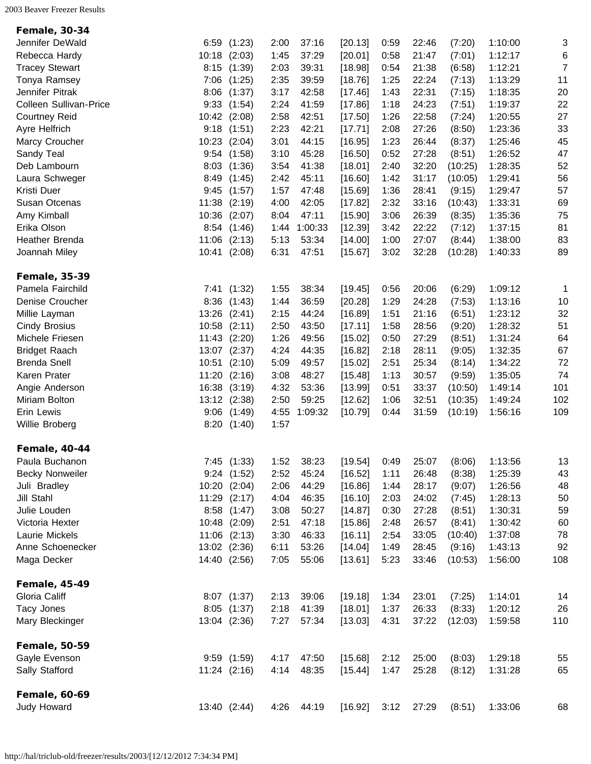**Female, 30-34**

| Name | | | | | | | | | | |
|---|---|---|---|---|---|---|---|---|---|---|
| Jennifer DeWald | 6:59 | (1:23) | 2:00 | 37:16 | [20.13] | 0:59 | 22:46 | (7:20) | 1:10:00 | 3 |
| Rebecca Hardy | 10:18 | (2:03) | 1:45 | 37:29 | [20.01] | 0:58 | 21:47 | (7:01) | 1:12:17 | 6 |
| Tracey Stewart | 8:15 | (1:39) | 2:03 | 39:31 | [18.98] | 0:54 | 21:38 | (6:58) | 1:12:21 | 7 |
| Tonya Ramsey | 7:06 | (1:25) | 2:35 | 39:59 | [18.76] | 1:25 | 22:24 | (7:13) | 1:13:29 | 11 |
| Jennifer Pitrak | 8:06 | (1:37) | 3:17 | 42:58 | [17.46] | 1:43 | 22:31 | (7:15) | 1:18:35 | 20 |
| Colleen Sullivan-Price | 9:33 | (1:54) | 2:24 | 41:59 | [17.86] | 1:18 | 24:23 | (7:51) | 1:19:37 | 22 |
| Courtney Reid | 10:42 | (2:08) | 2:58 | 42:51 | [17.50] | 1:26 | 22:58 | (7:24) | 1:20:55 | 27 |
| Ayre Helfrich | 9:18 | (1:51) | 2:23 | 42:21 | [17.71] | 2:08 | 27:26 | (8:50) | 1:23:36 | 33 |
| Marcy Croucher | 10:23 | (2:04) | 3:01 | 44:15 | [16.95] | 1:23 | 26:44 | (8:37) | 1:25:46 | 45 |
| Sandy Teal | 9:54 | (1:58) | 3:10 | 45:28 | [16.50] | 0:52 | 27:28 | (8:51) | 1:26:52 | 47 |
| Deb Lambourn | 8:03 | (1:36) | 3:54 | 41:38 | [18.01] | 2:40 | 32:20 | (10:25) | 1:28:35 | 52 |
| Laura Schweger | 8:49 | (1:45) | 2:42 | 45:11 | [16.60] | 1:42 | 31:17 | (10:05) | 1:29:41 | 56 |
| Kristi Duer | 9:45 | (1:57) | 1:57 | 47:48 | [15.69] | 1:36 | 28:41 | (9:15) | 1:29:47 | 57 |
| Susan Otcenas | 11:38 | (2:19) | 4:00 | 42:05 | [17.82] | 2:32 | 33:16 | (10:43) | 1:33:31 | 69 |
| Amy Kimball | 10:36 | (2:07) | 8:04 | 47:11 | [15.90] | 3:06 | 26:39 | (8:35) | 1:35:36 | 75 |
| Erika Olson | 8:54 | (1:46) | 1:44 | 1:00:33 | [12.39] | 3:42 | 22:22 | (7:12) | 1:37:15 | 81 |
| Heather Brenda | 11:06 | (2:13) | 5:13 | 53:34 | [14.00] | 1:00 | 27:07 | (8:44) | 1:38:00 | 83 |
| Joannah Miley | 10:41 | (2:08) | 6:31 | 47:51 | [15.67] | 3:02 | 32:28 | (10:28) | 1:40:33 | 89 |

**Female, 35-39**

| Name | | | | | | | | | | |
|---|---|---|---|---|---|---|---|---|---|---|
| Pamela Fairchild | 7:41 | (1:32) | 1:55 | 38:34 | [19.45] | 0:56 | 20:06 | (6:29) | 1:09:12 | 1 |
| Denise Croucher | 8:36 | (1:43) | 1:44 | 36:59 | [20.28] | 1:29 | 24:28 | (7:53) | 1:13:16 | 10 |
| Millie Layman | 13:26 | (2:41) | 2:15 | 44:24 | [16.89] | 1:51 | 21:16 | (6:51) | 1:23:12 | 32 |
| Cindy Brosius | 10:58 | (2:11) | 2:50 | 43:50 | [17.11] | 1:58 | 28:56 | (9:20) | 1:28:32 | 51 |
| Michele Friesen | 11:43 | (2:20) | 1:26 | 49:56 | [15.02] | 0:50 | 27:29 | (8:51) | 1:31:24 | 64 |
| Bridget Raach | 13:07 | (2:37) | 4:24 | 44:35 | [16.82] | 2:18 | 28:11 | (9:05) | 1:32:35 | 67 |
| Brenda Snell | 10:51 | (2:10) | 5:09 | 49:57 | [15.02] | 2:51 | 25:34 | (8:14) | 1:34:22 | 72 |
| Karen Prater | 11:20 | (2:16) | 3:08 | 48:27 | [15.48] | 1:13 | 30:57 | (9:59) | 1:35:05 | 74 |
| Angie Anderson | 16:38 | (3:19) | 4:32 | 53:36 | [13.99] | 0:51 | 33:37 | (10:50) | 1:49:14 | 101 |
| Miriam Bolton | 13:12 | (2:38) | 2:50 | 59:25 | [12.62] | 1:06 | 32:51 | (10:35) | 1:49:24 | 102 |
| Erin Lewis | 9:06 | (1:49) | 4:55 | 1:09:32 | [10.79] | 0:44 | 31:59 | (10:19) | 1:56:16 | 109 |
| Willie Broberg | 8:20 | (1:40) | 1:57 | | | | | | | |

**Female, 40-44**

| Name | | | | | | | | | | |
|---|---|---|---|---|---|---|---|---|---|---|
| Paula Buchanon | 7:45 | (1:33) | 1:52 | 38:23 | [19.54] | 0:49 | 25:07 | (8:06) | 1:13:56 | 13 |
| Becky Nonweiler | 9:24 | (1:52) | 2:52 | 45:24 | [16.52] | 1:11 | 26:48 | (8:38) | 1:25:39 | 43 |
| Juli Bradley | 10:20 | (2:04) | 2:06 | 44:29 | [16.86] | 1:44 | 28:17 | (9:07) | 1:26:56 | 48 |
| Jill Stahl | 11:29 | (2:17) | 4:04 | 46:35 | [16.10] | 2:03 | 24:02 | (7:45) | 1:28:13 | 50 |
| Julie Louden | 8:58 | (1:47) | 3:08 | 50:27 | [14.87] | 0:30 | 27:28 | (8:51) | 1:30:31 | 59 |
| Victoria Hexter | 10:48 | (2:09) | 2:51 | 47:18 | [15.86] | 2:48 | 26:57 | (8:41) | 1:30:42 | 60 |
| Laurie Mickels | 11:06 | (2:13) | 3:30 | 46:33 | [16.11] | 2:54 | 33:05 | (10:40) | 1:37:08 | 78 |
| Anne Schoenecker | 13:02 | (2:36) | 6:11 | 53:26 | [14.04] | 1:49 | 28:45 | (9:16) | 1:43:13 | 92 |
| Maga Decker | 14:40 | (2:56) | 7:05 | 55:06 | [13.61] | 5:23 | 33:46 | (10:53) | 1:56:00 | 108 |

**Female, 45-49**

| Name | | | | | | | | | | |
|---|---|---|---|---|---|---|---|---|---|---|
| Gloria Califf | 8:07 | (1:37) | 2:13 | 39:06 | [19.18] | 1:34 | 23:01 | (7:25) | 1:14:01 | 14 |
| Tacy Jones | 8:05 | (1:37) | 2:18 | 41:39 | [18.01] | 1:37 | 26:33 | (8:33) | 1:20:12 | 26 |
| Mary Bleckinger | 13:04 | (2:36) | 7:27 | 57:34 | [13.03] | 4:31 | 37:22 | (12:03) | 1:59:58 | 110 |

**Female, 50-59**

| Name | | | | | | | | | | |
|---|---|---|---|---|---|---|---|---|---|---|
| Gayle Evenson | 9:59 | (1:59) | 4:17 | 47:50 | [15.68] | 2:12 | 25:00 | (8:03) | 1:29:18 | 55 |
| Sally Stafford | 11:24 | (2:16) | 4:14 | 48:35 | [15.44] | 1:47 | 25:28 | (8:12) | 1:31:28 | 65 |

**Female, 60-69**

| Name | | | | | | | | | | |
|---|---|---|---|---|---|---|---|---|---|---|
| Judy Howard | 13:40 | (2:44) | 4:26 | 44:19 | [16.92] | 3:12 | 27:29 | (8:51) | 1:33:06 | 68 |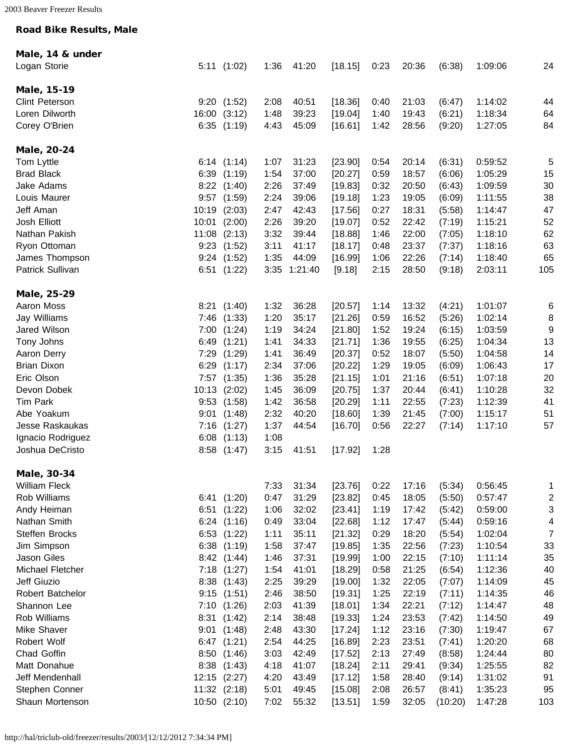## Road Bike Results, Male

### Male, 14 & under

| Name | | | | | | | | | | |
|---|---|---|---|---|---|---|---|---|---|---|
| Logan Storie | 5:11 | (1:02) | 1:36 | 41:20 | [18.15] | 0:23 | 20:36 | (6:38) | 1:09:06 | 24 |

### Male, 15-19

| Name | | | | | | | | | | |
|---|---|---|---|---|---|---|---|---|---|---|
| Clint Peterson | 9:20 | (1:52) | 2:08 | 40:51 | [18.36] | 0:40 | 21:03 | (6:47) | 1:14:02 | 44 |
| Loren Dilworth | 16:00 | (3:12) | 1:48 | 39:23 | [19.04] | 1:40 | 19:43 | (6:21) | 1:18:34 | 64 |
| Corey O'Brien | 6:35 | (1:19) | 4:43 | 45:09 | [16.61] | 1:42 | 28:56 | (9:20) | 1:27:05 | 84 |

### Male, 20-24

| Name | | | | | | | | | | |
|---|---|---|---|---|---|---|---|---|---|---|
| Tom Lyttle | 6:14 | (1:14) | 1:07 | 31:23 | [23.90] | 0:54 | 20:14 | (6:31) | 0:59:52 | 5 |
| Brad Black | 6:39 | (1:19) | 1:54 | 37:00 | [20.27] | 0:59 | 18:57 | (6:06) | 1:05:29 | 15 |
| Jake Adams | 8:22 | (1:40) | 2:26 | 37:49 | [19.83] | 0:32 | 20:50 | (6:43) | 1:09:59 | 30 |
| Louis Maurer | 9:57 | (1:59) | 2:24 | 39:06 | [19.18] | 1:23 | 19:05 | (6:09) | 1:11:55 | 38 |
| Jeff Aman | 10:19 | (2:03) | 2:47 | 42:43 | [17.56] | 0:27 | 18:31 | (5:58) | 1:14:47 | 47 |
| Josh Elliott | 10:01 | (2:00) | 2:26 | 39:20 | [19.07] | 0:52 | 22:42 | (7:19) | 1:15:21 | 52 |
| Nathan Pakish | 11:08 | (2:13) | 3:32 | 39:44 | [18.88] | 1:46 | 22:00 | (7:05) | 1:18:10 | 62 |
| Ryon Ottoman | 9:23 | (1:52) | 3:11 | 41:17 | [18.17] | 0:48 | 23:37 | (7:37) | 1:18:16 | 63 |
| James Thompson | 9:24 | (1:52) | 1:35 | 44:09 | [16.99] | 1:06 | 22:26 | (7:14) | 1:18:40 | 65 |
| Patrick Sullivan | 6:51 | (1:22) | 3:35 | 1:21:40 | [9.18] | 2:15 | 28:50 | (9:18) | 2:03:11 | 105 |

### Male, 25-29

| Name | | | | | | | | | | |
|---|---|---|---|---|---|---|---|---|---|---|
| Aaron Moss | 8:21 | (1:40) | 1:32 | 36:28 | [20.57] | 1:14 | 13:32 | (4:21) | 1:01:07 | 6 |
| Jay Williams | 7:46 | (1:33) | 1:20 | 35:17 | [21.26] | 0:59 | 16:52 | (5:26) | 1:02:14 | 8 |
| Jared Wilson | 7:00 | (1:24) | 1:19 | 34:24 | [21.80] | 1:52 | 19:24 | (6:15) | 1:03:59 | 9 |
| Tony Johns | 6:49 | (1:21) | 1:41 | 34:33 | [21.71] | 1:36 | 19:55 | (6:25) | 1:04:34 | 13 |
| Aaron Derry | 7:29 | (1:29) | 1:41 | 36:49 | [20.37] | 0:52 | 18:07 | (5:50) | 1:04:58 | 14 |
| Brian Dixon | 6:29 | (1:17) | 2:34 | 37:06 | [20.22] | 1:29 | 19:05 | (6:09) | 1:06:43 | 17 |
| Eric Olson | 7:57 | (1:35) | 1:36 | 35:28 | [21.15] | 1:01 | 21:16 | (6:51) | 1:07:18 | 20 |
| Devon Dobek | 10:13 | (2:02) | 1:45 | 36:09 | [20.75] | 1:37 | 20:44 | (6:41) | 1:10:28 | 32 |
| Tim Park | 9:53 | (1:58) | 1:42 | 36:58 | [20.29] | 1:11 | 22:55 | (7:23) | 1:12:39 | 41 |
| Abe Yoakum | 9:01 | (1:48) | 2:32 | 40:20 | [18.60] | 1:39 | 21:45 | (7:00) | 1:15:17 | 51 |
| Jesse Raskaukas | 7:16 | (1:27) | 1:37 | 44:54 | [16.70] | 0:56 | 22:27 | (7:14) | 1:17:10 | 57 |
| Ignacio Rodriguez | 6:08 | (1:13) | 1:08 | | | | | | | |
| Joshua DeCristo | 8:58 | (1:47) | 3:15 | 41:51 | [17.92] | 1:28 | | | | |

### Male, 30-34

| Name | | | | | | | | | | |
|---|---|---|---|---|---|---|---|---|---|---|
| William Fleck | | | 7:33 | 31:34 | [23.76] | 0:22 | 17:16 | (5:34) | 0:56:45 | 1 |
| Rob Williams | 6:41 | (1:20) | 0:47 | 31:29 | [23.82] | 0:45 | 18:05 | (5:50) | 0:57:47 | 2 |
| Andy Heiman | 6:51 | (1:22) | 1:06 | 32:02 | [23.41] | 1:19 | 17:42 | (5:42) | 0:59:00 | 3 |
| Nathan Smith | 6:24 | (1:16) | 0:49 | 33:04 | [22.68] | 1:12 | 17:47 | (5:44) | 0:59:16 | 4 |
| Steffen Brocks | 6:53 | (1:22) | 1:11 | 35:11 | [21.32] | 0:29 | 18:20 | (5:54) | 1:02:04 | 7 |
| Jim Simpson | 6:38 | (1:19) | 1:58 | 37:47 | [19.85] | 1:35 | 22:56 | (7:23) | 1:10:54 | 33 |
| Jason Giles | 8:42 | (1:44) | 1:46 | 37:31 | [19.99] | 1:00 | 22:15 | (7:10) | 1:11:14 | 35 |
| Michael Fletcher | 7:18 | (1:27) | 1:54 | 41:01 | [18.29] | 0:58 | 21:25 | (6:54) | 1:12:36 | 40 |
| Jeff Giuzio | 8:38 | (1:43) | 2:25 | 39:29 | [19.00] | 1:32 | 22:05 | (7:07) | 1:14:09 | 45 |
| Robert Batchelor | 9:15 | (1:51) | 2:46 | 38:50 | [19.31] | 1:25 | 22:19 | (7:11) | 1:14:35 | 46 |
| Shannon Lee | 7:10 | (1:26) | 2:03 | 41:39 | [18.01] | 1:34 | 22:21 | (7:12) | 1:14:47 | 48 |
| Rob Williams | 8:31 | (1:42) | 2:14 | 38:48 | [19.33] | 1:24 | 23:53 | (7:42) | 1:14:50 | 49 |
| Mike Shaver | 9:01 | (1:48) | 2:48 | 43:30 | [17.24] | 1:12 | 23:16 | (7:30) | 1:19:47 | 67 |
| Robert Wolf | 6:47 | (1:21) | 2:54 | 44:25 | [16.89] | 2:23 | 23:51 | (7:41) | 1:20:20 | 68 |
| Chad Goffin | 8:50 | (1:46) | 3:03 | 42:49 | [17.52] | 2:13 | 27:49 | (8:58) | 1:24:44 | 80 |
| Matt Donahue | 8:38 | (1:43) | 4:18 | 41:07 | [18.24] | 2:11 | 29:41 | (9:34) | 1:25:55 | 82 |
| Jeff Mendenhall | 12:15 | (2:27) | 4:20 | 43:49 | [17.12] | 1:58 | 28:40 | (9:14) | 1:31:02 | 91 |
| Stephen Conner | 11:32 | (2:18) | 5:01 | 49:45 | [15.08] | 2:08 | 26:57 | (8:41) | 1:35:23 | 95 |
| Shaun Mortenson | 10:50 | (2:10) | 7:02 | 55:32 | [13.51] | 1:59 | 32:05 | (10:20) | 1:47:28 | 103 |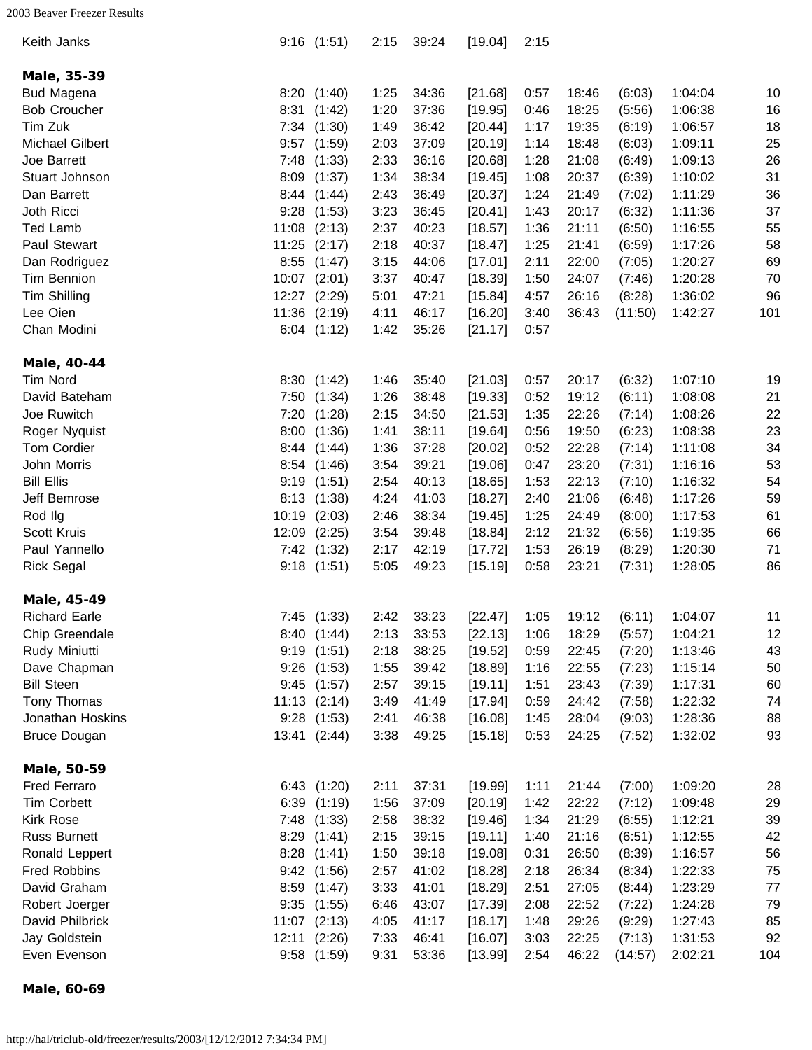| | | | | | | | | | | |
|---|---|---|---|---|---|---|---|---|---|---|
| Keith Janks | 9:16 | (1:51) | 2:15 | 39:24 | [19.04] | 2:15 | | | | |
| **Male, 35-39** | | | | | | | | | | |
| Bud Magena | 8:20 | (1:40) | 1:25 | 34:36 | [21.68] | 0:57 | 18:46 | (6:03) | 1:04:04 | 10 |
| Bob Croucher | 8:31 | (1:42) | 1:20 | 37:36 | [19.95] | 0:46 | 18:25 | (5:56) | 1:06:38 | 16 |
| Tim Zuk | 7:34 | (1:30) | 1:49 | 36:42 | [20.44] | 1:17 | 19:35 | (6:19) | 1:06:57 | 18 |
| Michael Gilbert | 9:57 | (1:59) | 2:03 | 37:09 | [20.19] | 1:14 | 18:48 | (6:03) | 1:09:11 | 25 |
| Joe Barrett | 7:48 | (1:33) | 2:33 | 36:16 | [20.68] | 1:28 | 21:08 | (6:49) | 1:09:13 | 26 |
| Stuart Johnson | 8:09 | (1:37) | 1:34 | 38:34 | [19.45] | 1:08 | 20:37 | (6:39) | 1:10:02 | 31 |
| Dan Barrett | 8:44 | (1:44) | 2:43 | 36:49 | [20.37] | 1:24 | 21:49 | (7:02) | 1:11:29 | 36 |
| Joth Ricci | 9:28 | (1:53) | 3:23 | 36:45 | [20.41] | 1:43 | 20:17 | (6:32) | 1:11:36 | 37 |
| Ted Lamb | 11:08 | (2:13) | 2:37 | 40:23 | [18.57] | 1:36 | 21:11 | (6:50) | 1:16:55 | 55 |
| Paul Stewart | 11:25 | (2:17) | 2:18 | 40:37 | [18.47] | 1:25 | 21:41 | (6:59) | 1:17:26 | 58 |
| Dan Rodriguez | 8:55 | (1:47) | 3:15 | 44:06 | [17.01] | 2:11 | 22:00 | (7:05) | 1:20:27 | 69 |
| Tim Bennion | 10:07 | (2:01) | 3:37 | 40:47 | [18.39] | 1:50 | 24:07 | (7:46) | 1:20:28 | 70 |
| Tim Shilling | 12:27 | (2:29) | 5:01 | 47:21 | [15.84] | 4:57 | 26:16 | (8:28) | 1:36:02 | 96 |
| Lee Oien | 11:36 | (2:19) | 4:11 | 46:17 | [16.20] | 3:40 | 36:43 | (11:50) | 1:42:27 | 101 |
| Chan Modini | 6:04 | (1:12) | 1:42 | 35:26 | [21.17] | 0:57 | | | | |
| **Male, 40-44** | | | | | | | | | | |
| Tim Nord | 8:30 | (1:42) | 1:46 | 35:40 | [21.03] | 0:57 | 20:17 | (6:32) | 1:07:10 | 19 |
| David Bateham | 7:50 | (1:34) | 1:26 | 38:48 | [19.33] | 0:52 | 19:12 | (6:11) | 1:08:08 | 21 |
| Joe Ruwitch | 7:20 | (1:28) | 2:15 | 34:50 | [21.53] | 1:35 | 22:26 | (7:14) | 1:08:26 | 22 |
| Roger Nyquist | 8:00 | (1:36) | 1:41 | 38:11 | [19.64] | 0:56 | 19:50 | (6:23) | 1:08:38 | 23 |
| Tom Cordier | 8:44 | (1:44) | 1:36 | 37:28 | [20.02] | 0:52 | 22:28 | (7:14) | 1:11:08 | 34 |
| John Morris | 8:54 | (1:46) | 3:54 | 39:21 | [19.06] | 0:47 | 23:20 | (7:31) | 1:16:16 | 53 |
| Bill Ellis | 9:19 | (1:51) | 2:54 | 40:13 | [18.65] | 1:53 | 22:13 | (7:10) | 1:16:32 | 54 |
| Jeff Bemrose | 8:13 | (1:38) | 4:24 | 41:03 | [18.27] | 2:40 | 21:06 | (6:48) | 1:17:26 | 59 |
| Rod Ilg | 10:19 | (2:03) | 2:46 | 38:34 | [19.45] | 1:25 | 24:49 | (8:00) | 1:17:53 | 61 |
| Scott Kruis | 12:09 | (2:25) | 3:54 | 39:48 | [18.84] | 2:12 | 21:32 | (6:56) | 1:19:35 | 66 |
| Paul Yannello | 7:42 | (1:32) | 2:17 | 42:19 | [17.72] | 1:53 | 26:19 | (8:29) | 1:20:30 | 71 |
| Rick Segal | 9:18 | (1:51) | 5:05 | 49:23 | [15.19] | 0:58 | 23:21 | (7:31) | 1:28:05 | 86 |
| **Male, 45-49** | | | | | | | | | | |
| Richard Earle | 7:45 | (1:33) | 2:42 | 33:23 | [22.47] | 1:05 | 19:12 | (6:11) | 1:04:07 | 11 |
| Chip Greendale | 8:40 | (1:44) | 2:13 | 33:53 | [22.13] | 1:06 | 18:29 | (5:57) | 1:04:21 | 12 |
| Rudy Miniutti | 9:19 | (1:51) | 2:18 | 38:25 | [19.52] | 0:59 | 22:45 | (7:20) | 1:13:46 | 43 |
| Dave Chapman | 9:26 | (1:53) | 1:55 | 39:42 | [18.89] | 1:16 | 22:55 | (7:23) | 1:15:14 | 50 |
| Bill Steen | 9:45 | (1:57) | 2:57 | 39:15 | [19.11] | 1:51 | 23:43 | (7:39) | 1:17:31 | 60 |
| Tony Thomas | 11:13 | (2:14) | 3:49 | 41:49 | [17.94] | 0:59 | 24:42 | (7:58) | 1:22:32 | 74 |
| Jonathan Hoskins | 9:28 | (1:53) | 2:41 | 46:38 | [16.08] | 1:45 | 28:04 | (9:03) | 1:28:36 | 88 |
| Bruce Dougan | 13:41 | (2:44) | 3:38 | 49:25 | [15.18] | 0:53 | 24:25 | (7:52) | 1:32:02 | 93 |
| **Male, 50-59** | | | | | | | | | | |
| Fred Ferraro | 6:43 | (1:20) | 2:11 | 37:31 | [19.99] | 1:11 | 21:44 | (7:00) | 1:09:20 | 28 |
| Tim Corbett | 6:39 | (1:19) | 1:56 | 37:09 | [20.19] | 1:42 | 22:22 | (7:12) | 1:09:48 | 29 |
| Kirk Rose | 7:48 | (1:33) | 2:58 | 38:32 | [19.46] | 1:34 | 21:29 | (6:55) | 1:12:21 | 39 |
| Russ Burnett | 8:29 | (1:41) | 2:15 | 39:15 | [19.11] | 1:40 | 21:16 | (6:51) | 1:12:55 | 42 |
| Ronald Leppert | 8:28 | (1:41) | 1:50 | 39:18 | [19.08] | 0:31 | 26:50 | (8:39) | 1:16:57 | 56 |
| Fred Robbins | 9:42 | (1:56) | 2:57 | 41:02 | [18.28] | 2:18 | 26:34 | (8:34) | 1:22:33 | 75 |
| David Graham | 8:59 | (1:47) | 3:33 | 41:01 | [18.29] | 2:51 | 27:05 | (8:44) | 1:23:29 | 77 |
| Robert Joerger | 9:35 | (1:55) | 6:46 | 43:07 | [17.39] | 2:08 | 22:52 | (7:22) | 1:24:28 | 79 |
| David Philbrick | 11:07 | (2:13) | 4:05 | 41:17 | [18.17] | 1:48 | 29:26 | (9:29) | 1:27:43 | 85 |
| Jay Goldstein | 12:11 | (2:26) | 7:33 | 46:41 | [16.07] | 3:03 | 22:25 | (7:13) | 1:31:53 | 92 |
| Even Evenson | 9:58 | (1:59) | 9:31 | 53:36 | [13.99] | 2:54 | 46:22 | (14:57) | 2:02:21 | 104 |

**Male, 60-69**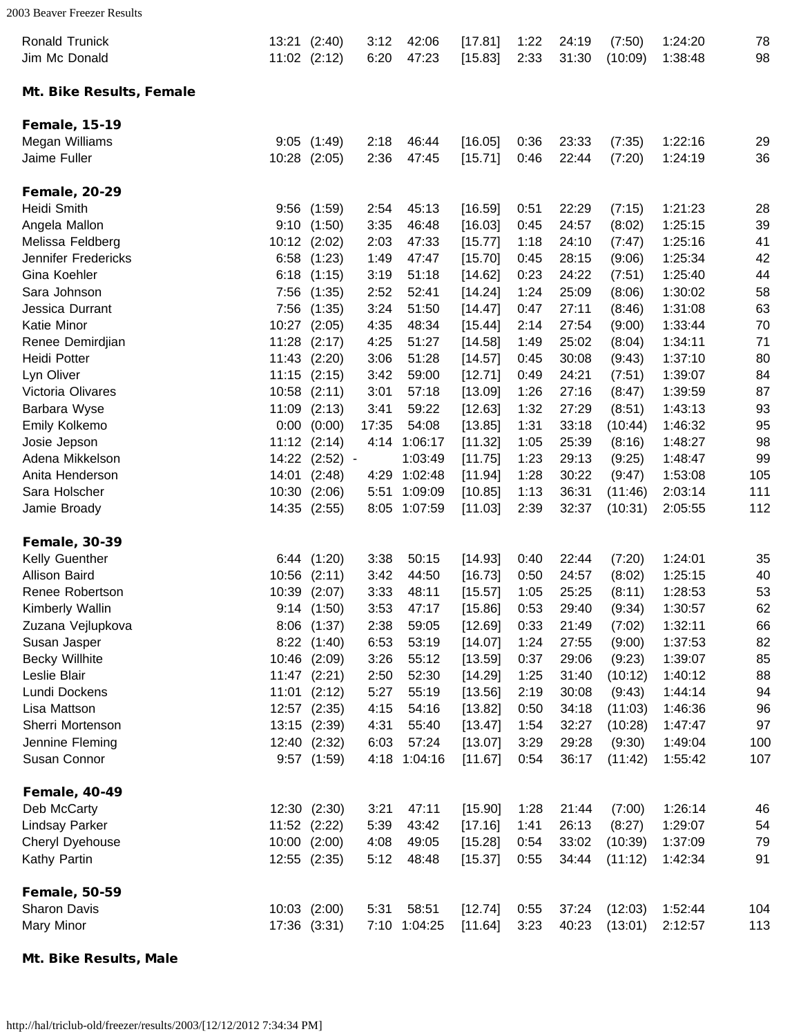| | | | | | | | | | | |
|---|---|---|---|---|---|---|---|---|---|---|
| Ronald Trunick | 13:21 | (2:40) | 3:12 | 42:06 | [17.81] | 1:22 | 24:19 | (7:50) | 1:24:20 | 78 |
| Jim Mc Donald | 11:02 | (2:12) | 6:20 | 47:23 | [15.83] | 2:33 | 31:30 | (10:09) | 1:38:48 | 98 |

## Mt. Bike Results, Female

### Female, 15-19

| | | | | | | | | | | |
|---|---|---|---|---|---|---|---|---|---|---|
| Megan Williams | 9:05 | (1:49) | 2:18 | 46:44 | [16.05] | 0:36 | 23:33 | (7:35) | 1:22:16 | 29 |
| Jaime Fuller | 10:28 | (2:05) | 2:36 | 47:45 | [15.71] | 0:46 | 22:44 | (7:20) | 1:24:19 | 36 |

### Female, 20-29

| | | | | | | | | | | |
|---|---|---|---|---|---|---|---|---|---|---|
| Heidi Smith | 9:56 | (1:59) | 2:54 | 45:13 | [16.59] | 0:51 | 22:29 | (7:15) | 1:21:23 | 28 |
| Angela Mallon | 9:10 | (1:50) | 3:35 | 46:48 | [16.03] | 0:45 | 24:57 | (8:02) | 1:25:15 | 39 |
| Melissa Feldberg | 10:12 | (2:02) | 2:03 | 47:33 | [15.77] | 1:18 | 24:10 | (7:47) | 1:25:16 | 41 |
| Jennifer Fredericks | 6:58 | (1:23) | 1:49 | 47:47 | [15.70] | 0:45 | 28:15 | (9:06) | 1:25:34 | 42 |
| Gina Koehler | 6:18 | (1:15) | 3:19 | 51:18 | [14.62] | 0:23 | 24:22 | (7:51) | 1:25:40 | 44 |
| Sara Johnson | 7:56 | (1:35) | 2:52 | 52:41 | [14.24] | 1:24 | 25:09 | (8:06) | 1:30:02 | 58 |
| Jessica Durrant | 7:56 | (1:35) | 3:24 | 51:50 | [14.47] | 0:47 | 27:11 | (8:46) | 1:31:08 | 63 |
| Katie Minor | 10:27 | (2:05) | 4:35 | 48:34 | [15.44] | 2:14 | 27:54 | (9:00) | 1:33:44 | 70 |
| Renee Demirdjian | 11:28 | (2:17) | 4:25 | 51:27 | [14.58] | 1:49 | 25:02 | (8:04) | 1:34:11 | 71 |
| Heidi Potter | 11:43 | (2:20) | 3:06 | 51:28 | [14.57] | 0:45 | 30:08 | (9:43) | 1:37:10 | 80 |
| Lyn Oliver | 11:15 | (2:15) | 3:42 | 59:00 | [12.71] | 0:49 | 24:21 | (7:51) | 1:39:07 | 84 |
| Victoria Olivares | 10:58 | (2:11) | 3:01 | 57:18 | [13.09] | 1:26 | 27:16 | (8:47) | 1:39:59 | 87 |
| Barbara Wyse | 11:09 | (2:13) | 3:41 | 59:22 | [12.63] | 1:32 | 27:29 | (8:51) | 1:43:13 | 93 |
| Emily Kolkemo | 0:00 | (0:00) | 17:35 | 54:08 | [13.85] | 1:31 | 33:18 | (10:44) | 1:46:32 | 95 |
| Josie Jepson | 11:12 | (2:14) | 4:14 | 1:06:17 | [11.32] | 1:05 | 25:39 | (8:16) | 1:48:27 | 98 |
| Adena Mikkelson | 14:22 | (2:52) | - | 1:03:49 | [11.75] | 1:23 | 29:13 | (9:25) | 1:48:47 | 99 |
| Anita Henderson | 14:01 | (2:48) | 4:29 | 1:02:48 | [11.94] | 1:28 | 30:22 | (9:47) | 1:53:08 | 105 |
| Sara Holscher | 10:30 | (2:06) | 5:51 | 1:09:09 | [10.85] | 1:13 | 36:31 | (11:46) | 2:03:14 | 111 |
| Jamie Broady | 14:35 | (2:55) | 8:05 | 1:07:59 | [11.03] | 2:39 | 32:37 | (10:31) | 2:05:55 | 112 |

### Female, 30-39

| | | | | | | | | | | |
|---|---|---|---|---|---|---|---|---|---|---|
| Kelly Guenther | 6:44 | (1:20) | 3:38 | 50:15 | [14.93] | 0:40 | 22:44 | (7:20) | 1:24:01 | 35 |
| Allison Baird | 10:56 | (2:11) | 3:42 | 44:50 | [16.73] | 0:50 | 24:57 | (8:02) | 1:25:15 | 40 |
| Renee Robertson | 10:39 | (2:07) | 3:33 | 48:11 | [15.57] | 1:05 | 25:25 | (8:11) | 1:28:53 | 53 |
| Kimberly Wallin | 9:14 | (1:50) | 3:53 | 47:17 | [15.86] | 0:53 | 29:40 | (9:34) | 1:30:57 | 62 |
| Zuzana Vejlupkova | 8:06 | (1:37) | 2:38 | 59:05 | [12.69] | 0:33 | 21:49 | (7:02) | 1:32:11 | 66 |
| Susan Jasper | 8:22 | (1:40) | 6:53 | 53:19 | [14.07] | 1:24 | 27:55 | (9:00) | 1:37:53 | 82 |
| Becky Willhite | 10:46 | (2:09) | 3:26 | 55:12 | [13.59] | 0:37 | 29:06 | (9:23) | 1:39:07 | 85 |
| Leslie Blair | 11:47 | (2:21) | 2:50 | 52:30 | [14.29] | 1:25 | 31:40 | (10:12) | 1:40:12 | 88 |
| Lundi Dockens | 11:01 | (2:12) | 5:27 | 55:19 | [13.56] | 2:19 | 30:08 | (9:43) | 1:44:14 | 94 |
| Lisa Mattson | 12:57 | (2:35) | 4:15 | 54:16 | [13.82] | 0:50 | 34:18 | (11:03) | 1:46:36 | 96 |
| Sherri Mortenson | 13:15 | (2:39) | 4:31 | 55:40 | [13.47] | 1:54 | 32:27 | (10:28) | 1:47:47 | 97 |
| Jennine Fleming | 12:40 | (2:32) | 6:03 | 57:24 | [13.07] | 3:29 | 29:28 | (9:30) | 1:49:04 | 100 |
| Susan Connor | 9:57 | (1:59) | 4:18 | 1:04:16 | [11.67] | 0:54 | 36:17 | (11:42) | 1:55:42 | 107 |

### Female, 40-49

| | | | | | | | | | | |
|---|---|---|---|---|---|---|---|---|---|---|
| Deb McCarty | 12:30 | (2:30) | 3:21 | 47:11 | [15.90] | 1:28 | 21:44 | (7:00) | 1:26:14 | 46 |
| Lindsay Parker | 11:52 | (2:22) | 5:39 | 43:42 | [17.16] | 1:41 | 26:13 | (8:27) | 1:29:07 | 54 |
| Cheryl Dyehouse | 10:00 | (2:00) | 4:08 | 49:05 | [15.28] | 0:54 | 33:02 | (10:39) | 1:37:09 | 79 |
| Kathy Partin | 12:55 | (2:35) | 5:12 | 48:48 | [15.37] | 0:55 | 34:44 | (11:12) | 1:42:34 | 91 |

### Female, 50-59

| | | | | | | | | | | |
|---|---|---|---|---|---|---|---|---|---|---|
| Sharon Davis | 10:03 | (2:00) | 5:31 | 58:51 | [12.74] | 0:55 | 37:24 | (12:03) | 1:52:44 | 104 |
| Mary Minor | 17:36 | (3:31) | 7:10 | 1:04:25 | [11.64] | 3:23 | 40:23 | (13:01) | 2:12:57 | 113 |

## Mt. Bike Results, Male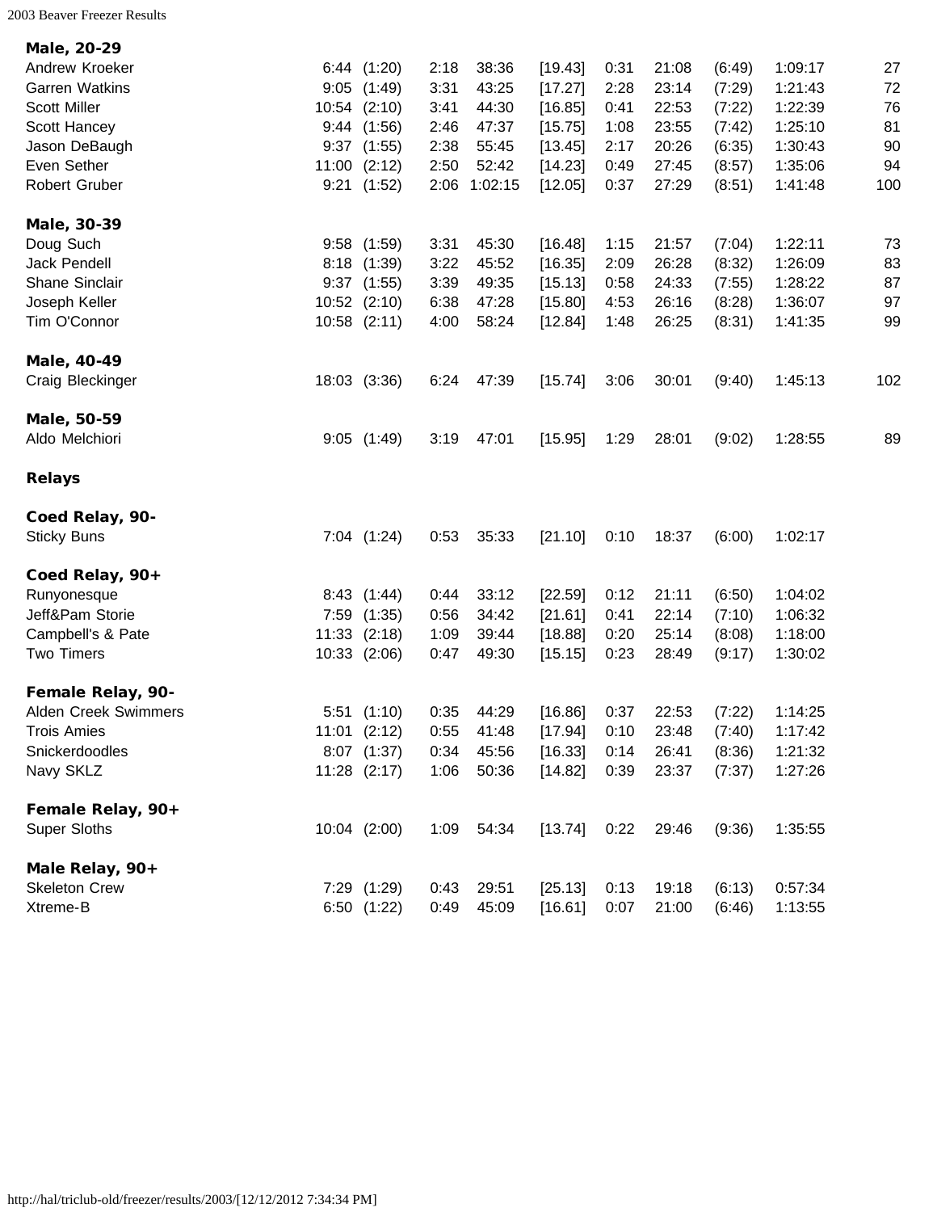**Male, 20-29**

| | | | | | | | | | | |
|---|---|---|---|---|---|---|---|---|---|---|
| Andrew Kroeker | 6:44 | (1:20) | 2:18 | 38:36 | [19.43] | 0:31 | 21:08 | (6:49) | 1:09:17 | 27 |
| Garren Watkins | 9:05 | (1:49) | 3:31 | 43:25 | [17.27] | 2:28 | 23:14 | (7:29) | 1:21:43 | 72 |
| Scott Miller | 10:54 | (2:10) | 3:41 | 44:30 | [16.85] | 0:41 | 22:53 | (7:22) | 1:22:39 | 76 |
| Scott Hancey | 9:44 | (1:56) | 2:46 | 47:37 | [15.75] | 1:08 | 23:55 | (7:42) | 1:25:10 | 81 |
| Jason DeBaugh | 9:37 | (1:55) | 2:38 | 55:45 | [13.45] | 2:17 | 20:26 | (6:35) | 1:30:43 | 90 |
| Even Sether | 11:00 | (2:12) | 2:50 | 52:42 | [14.23] | 0:49 | 27:45 | (8:57) | 1:35:06 | 94 |
| Robert Gruber | 9:21 | (1:52) | 2:06 | 1:02:15 | [12.05] | 0:37 | 27:29 | (8:51) | 1:41:48 | 100 |

**Male, 30-39**

| | | | | | | | | | | |
|---|---|---|---|---|---|---|---|---|---|---|
| Doug Such | 9:58 | (1:59) | 3:31 | 45:30 | [16.48] | 1:15 | 21:57 | (7:04) | 1:22:11 | 73 |
| Jack Pendell | 8:18 | (1:39) | 3:22 | 45:52 | [16.35] | 2:09 | 26:28 | (8:32) | 1:26:09 | 83 |
| Shane Sinclair | 9:37 | (1:55) | 3:39 | 49:35 | [15.13] | 0:58 | 24:33 | (7:55) | 1:28:22 | 87 |
| Joseph Keller | 10:52 | (2:10) | 6:38 | 47:28 | [15.80] | 4:53 | 26:16 | (8:28) | 1:36:07 | 97 |
| Tim O'Connor | 10:58 | (2:11) | 4:00 | 58:24 | [12.84] | 1:48 | 26:25 | (8:31) | 1:41:35 | 99 |

**Male, 40-49**

| | | | | | | | | | | |
|---|---|---|---|---|---|---|---|---|---|---|
| Craig Bleckinger | 18:03 | (3:36) | 6:24 | 47:39 | [15.74] | 3:06 | 30:01 | (9:40) | 1:45:13 | 102 |

**Male, 50-59**

| | | | | | | | | | | |
|---|---|---|---|---|---|---|---|---|---|---|
| Aldo Melchiori | 9:05 | (1:49) | 3:19 | 47:01 | [15.95] | 1:29 | 28:01 | (9:02) | 1:28:55 | 89 |

## Relays

**Coed Relay, 90-**

| | | | | | | | | | |
|---|---|---|---|---|---|---|---|---|---|
| Sticky Buns | 7:04 | (1:24) | 0:53 | 35:33 | [21.10] | 0:10 | 18:37 | (6:00) | 1:02:17 |

**Coed Relay, 90+**

| | | | | | | | | | |
|---|---|---|---|---|---|---|---|---|---|
| Runyonesque | 8:43 | (1:44) | 0:44 | 33:12 | [22.59] | 0:12 | 21:11 | (6:50) | 1:04:02 |
| Jeff&Pam Storie | 7:59 | (1:35) | 0:56 | 34:42 | [21.61] | 0:41 | 22:14 | (7:10) | 1:06:32 |
| Campbell's & Pate | 11:33 | (2:18) | 1:09 | 39:44 | [18.88] | 0:20 | 25:14 | (8:08) | 1:18:00 |
| Two Timers | 10:33 | (2:06) | 0:47 | 49:30 | [15.15] | 0:23 | 28:49 | (9:17) | 1:30:02 |

**Female Relay, 90-**

| | | | | | | | | | |
|---|---|---|---|---|---|---|---|---|---|
| Alden Creek Swimmers | 5:51 | (1:10) | 0:35 | 44:29 | [16.86] | 0:37 | 22:53 | (7:22) | 1:14:25 |
| Trois Amies | 11:01 | (2:12) | 0:55 | 41:48 | [17.94] | 0:10 | 23:48 | (7:40) | 1:17:42 |
| Snickerdoodles | 8:07 | (1:37) | 0:34 | 45:56 | [16.33] | 0:14 | 26:41 | (8:36) | 1:21:32 |
| Navy SKLZ | 11:28 | (2:17) | 1:06 | 50:36 | [14.82] | 0:39 | 23:37 | (7:37) | 1:27:26 |

**Female Relay, 90+**

| | | | | | | | | | |
|---|---|---|---|---|---|---|---|---|---|
| Super Sloths | 10:04 | (2:00) | 1:09 | 54:34 | [13.74] | 0:22 | 29:46 | (9:36) | 1:35:55 |

**Male Relay, 90+**

| | | | | | | | | | |
|---|---|---|---|---|---|---|---|---|---|
| Skeleton Crew | 7:29 | (1:29) | 0:43 | 29:51 | [25.13] | 0:13 | 19:18 | (6:13) | 0:57:34 |
| Xtreme-B | 6:50 | (1:22) | 0:49 | 45:09 | [16.61] | 0:07 | 21:00 | (6:46) | 1:13:55 |